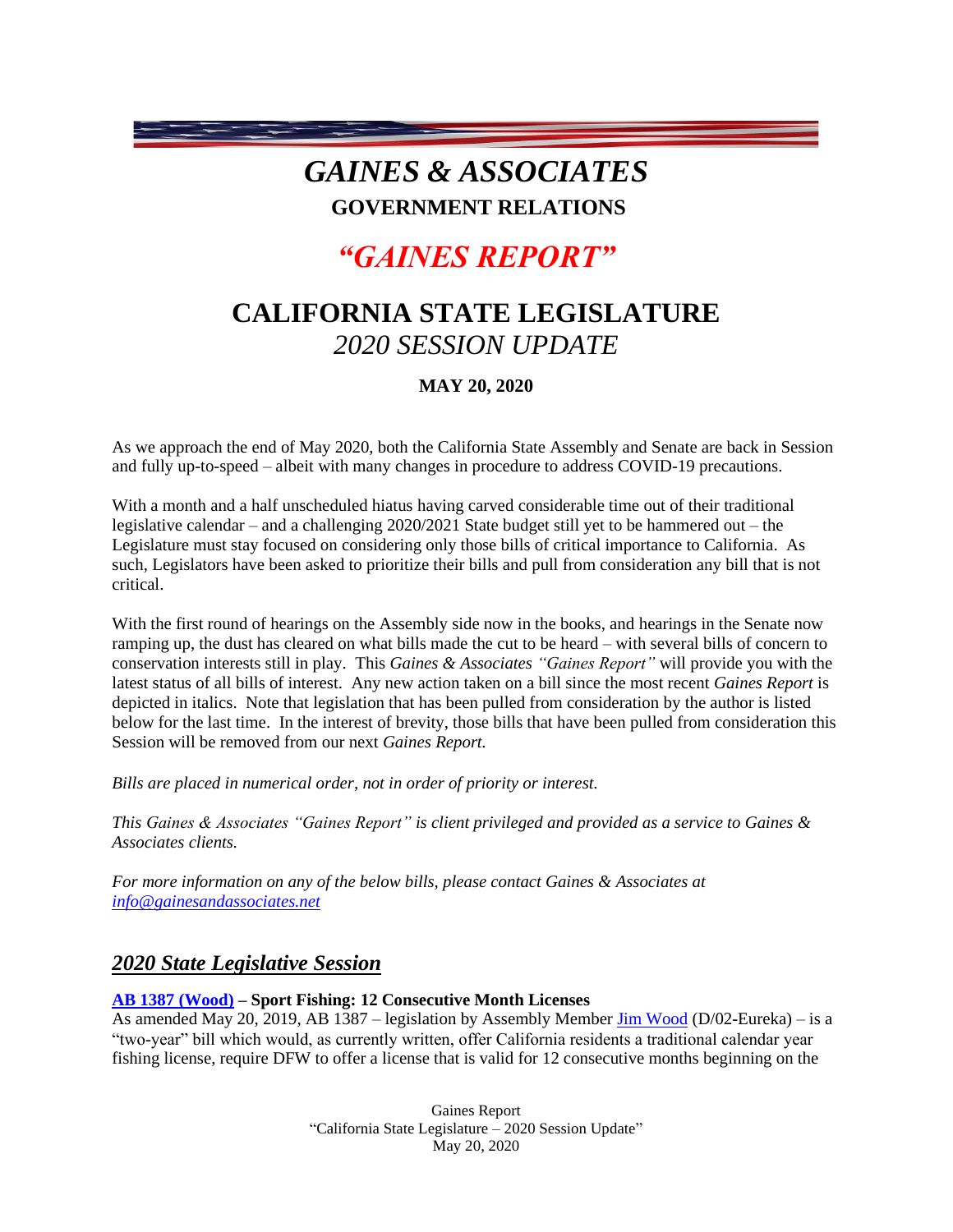# *GAINES & ASSOCIATES*

**GOVERNMENT RELATIONS**

# *"GAINES REPORT"*

# CALIFORNIA STATE LEGISLATURE

## *2020 SESSION UPDATE*

**MAY 20, 2020**

As we approach the end of May 2020, both the California State Assembly and Senate are back in Session and fully up-to-speed – albeit with many changes in procedure to address COVID-19 precautions.

With a month and a half unscheduled hiatus having carved considerable time out of their traditional legislative calendar – and a challenging 2020/2021 State budget still yet to be hammered out – the Legislature must stay focused on considering only those bills of critical importance to California. As such, Legislators have been asked to prioritize their bills and pull from consideration any bill that is not critical.

With the first round of hearings on the Assembly side now in the books, and hearings in the Senate now ramping up, the dust has cleared on what bills made the cut to be heard – with several bills of concern to conservation interests still in play. This *Gaines & Associates "Gaines Report"* will provide you with the latest status of all bills of interest. Any new action taken on a bill since the most recent *Gaines Report* is depicted in italics. Note that legislation that has been pulled from consideration by the author is listed below for the last time. In the interest of brevity, those bills that have been pulled from consideration this Session will be removed from our next *Gaines Report.*

*Bills are placed in numerical order, not in order of priority or interest.*

*This Gaines & Associates "Gaines Report" is client privileged and provided as a service to Gaines & Associates clients.*

*For more information on any of the below bills, please contact Gaines & Associates at info@gainesandassociates.net*

## *2020 State Legislative Session*

**AB 1387 (Wood) – Sport Fishing: 12 Consecutive Month Licenses**

As amended May 20, 2019, AB 1387 – legislation by Assembly Member Jim Wood (D/02-Eureka) – is a "two-year" bill which would, as currently written, offer California residents a traditional calendar year fishing license, require DFW to offer a license that is valid for 12 consecutive months beginning on the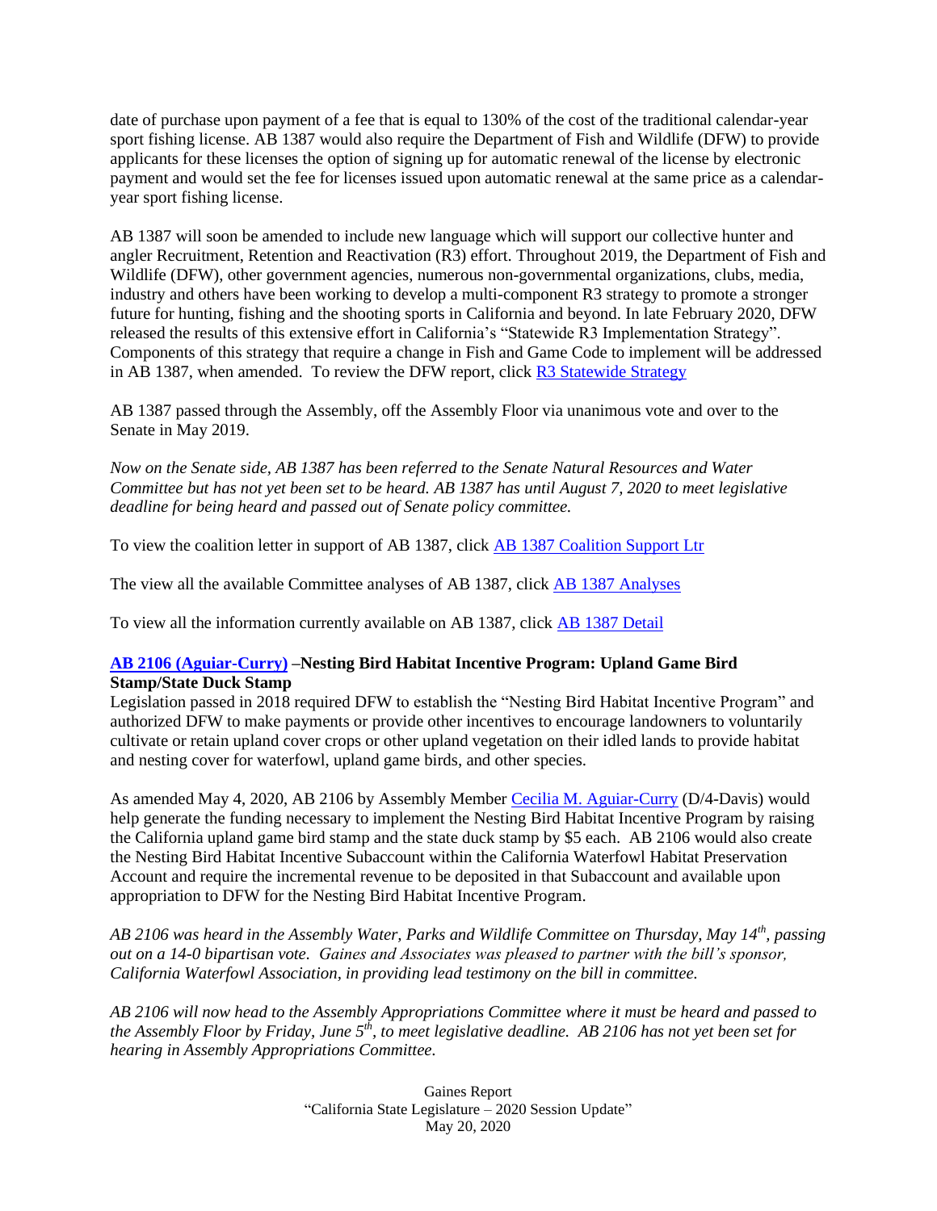date of purchase upon payment of a fee that is equal to 130% of the cost of the traditional calendar-year sport fishing license. AB 1387 would also require the Department of Fish and Wildlife (DFW) to provide applicants for these licenses the option of signing up for automatic renewal of the license by electronic payment and would set the fee for licenses issued upon automatic renewal at the same price as a calendar-year sport fishing license.

AB 1387 will soon be amended to include new language which will support our collective hunter and angler Recruitment, Retention and Reactivation (R3) effort. Throughout 2019, the Department of Fish and Wildlife (DFW), other government agencies, numerous non-governmental organizations, clubs, media, industry and others have been working to develop a multi-component R3 strategy to promote a stronger future for hunting, fishing and the shooting sports in California and beyond. In late February 2020, DFW released the results of this extensive effort in California's "Statewide R3 Implementation Strategy". Components of this strategy that require a change in Fish and Game Code to implement will be addressed in AB 1387, when amended. To review the DFW report, click R3 Statewide Strategy

AB 1387 passed through the Assembly, off the Assembly Floor via unanimous vote and over to the Senate in May 2019.

*Now on the Senate side, AB 1387 has been referred to the Senate Natural Resources and Water Committee but has not yet been set to be heard. AB 1387 has until August 7, 2020 to meet legislative deadline for being heard and passed out of Senate policy committee.*

To view the coalition letter in support of AB 1387, click AB 1387 Coalition Support Ltr

The view all the available Committee analyses of AB 1387, click AB 1387 Analyses

To view all the information currently available on AB 1387, click AB 1387 Detail

**AB 2106 (Aguiar-Curry) –Nesting Bird Habitat Incentive Program: Upland Game Bird Stamp/State Duck Stamp**

Legislation passed in 2018 required DFW to establish the "Nesting Bird Habitat Incentive Program" and authorized DFW to make payments or provide other incentives to encourage landowners to voluntarily cultivate or retain upland cover crops or other upland vegetation on their idled lands to provide habitat and nesting cover for waterfowl, upland game birds, and other species.

As amended May 4, 2020, AB 2106 by Assembly Member Cecilia M. Aguiar-Curry (D/4-Davis) would help generate the funding necessary to implement the Nesting Bird Habitat Incentive Program by raising the California upland game bird stamp and the state duck stamp by $5 each. AB 2106 would also create the Nesting Bird Habitat Incentive Subaccount within the California Waterfowl Habitat Preservation Account and require the incremental revenue to be deposited in that Subaccount and available upon appropriation to DFW for the Nesting Bird Habitat Incentive Program.

*AB 2106 was heard in the Assembly Water, Parks and Wildlife Committee on Thursday, May 14th, passing out on a 14-0 bipartisan vote. Gaines and Associates was pleased to partner with the bill's sponsor, California Waterfowl Association, in providing lead testimony on the bill in committee.*

*AB 2106 will now head to the Assembly Appropriations Committee where it must be heard and passed to the Assembly Floor by Friday, June 5th, to meet legislative deadline. AB 2106 has not yet been set for hearing in Assembly Appropriations Committee.*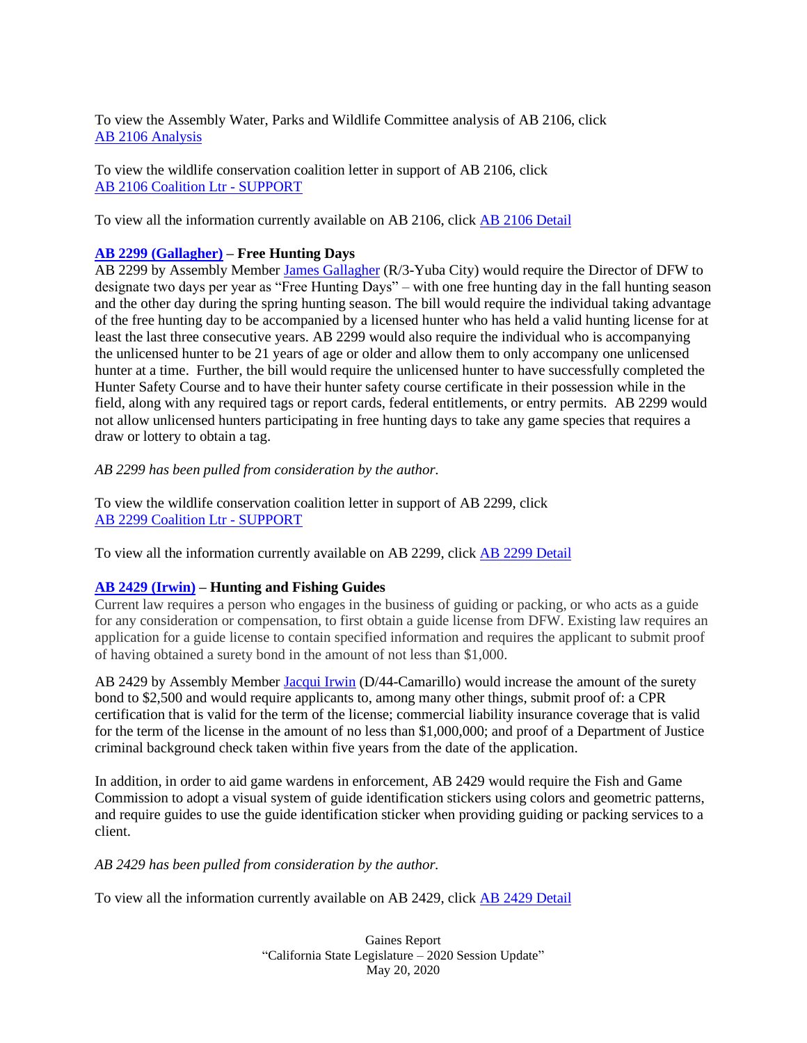To view the Assembly Water, Parks and Wildlife Committee analysis of AB 2106, click AB 2106 Analysis

To view the wildlife conservation coalition letter in support of AB 2106, click AB 2106 Coalition Ltr - SUPPORT

To view all the information currently available on AB 2106, click AB 2106 Detail

**AB 2299 (Gallagher) – Free Hunting Days**
AB 2299 by Assembly Member James Gallagher (R/3-Yuba City) would require the Director of DFW to designate two days per year as "Free Hunting Days" – with one free hunting day in the fall hunting season and the other day during the spring hunting season. The bill would require the individual taking advantage of the free hunting day to be accompanied by a licensed hunter who has held a valid hunting license for at least the last three consecutive years. AB 2299 would also require the individual who is accompanying the unlicensed hunter to be 21 years of age or older and allow them to only accompany one unlicensed hunter at a time. Further, the bill would require the unlicensed hunter to have successfully completed the Hunter Safety Course and to have their hunter safety course certificate in their possession while in the field, along with any required tags or report cards, federal entitlements, or entry permits. AB 2299 would not allow unlicensed hunters participating in free hunting days to take any game species that requires a draw or lottery to obtain a tag.

*AB 2299 has been pulled from consideration by the author.*

To view the wildlife conservation coalition letter in support of AB 2299, click AB 2299 Coalition Ltr - SUPPORT

To view all the information currently available on AB 2299, click AB 2299 Detail

**AB 2429 (Irwin) – Hunting and Fishing Guides**
Current law requires a person who engages in the business of guiding or packing, or who acts as a guide for any consideration or compensation, to first obtain a guide license from DFW. Existing law requires an application for a guide license to contain specified information and requires the applicant to submit proof of having obtained a surety bond in the amount of not less than $1,000.

AB 2429 by Assembly Member Jacqui Irwin (D/44-Camarillo) would increase the amount of the surety bond to $2,500 and would require applicants to, among many other things, submit proof of: a CPR certification that is valid for the term of the license; commercial liability insurance coverage that is valid for the term of the license in the amount of no less than $1,000,000; and proof of a Department of Justice criminal background check taken within five years from the date of the application.

In addition, in order to aid game wardens in enforcement, AB 2429 would require the Fish and Game Commission to adopt a visual system of guide identification stickers using colors and geometric patterns, and require guides to use the guide identification sticker when providing guiding or packing services to a client.

*AB 2429 has been pulled from consideration by the author.*

To view all the information currently available on AB 2429, click AB 2429 Detail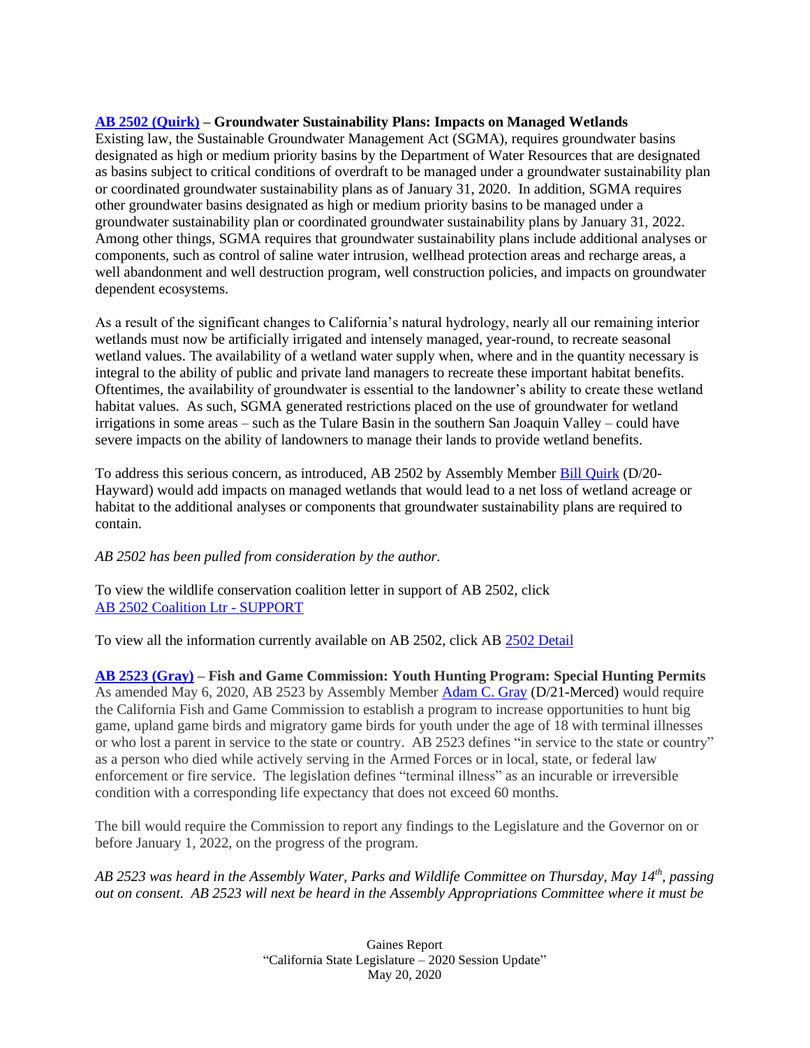**AB 2502 (Quirk) – Groundwater Sustainability Plans: Impacts on Managed Wetlands**

Existing law, the Sustainable Groundwater Management Act (SGMA), requires groundwater basins designated as high or medium priority basins by the Department of Water Resources that are designated as basins subject to critical conditions of overdraft to be managed under a groundwater sustainability plan or coordinated groundwater sustainability plans as of January 31, 2020. In addition, SGMA requires other groundwater basins designated as high or medium priority basins to be managed under a groundwater sustainability plan or coordinated groundwater sustainability plans by January 31, 2022. Among other things, SGMA requires that groundwater sustainability plans include additional analyses or components, such as control of saline water intrusion, wellhead protection areas and recharge areas, a well abandonment and well destruction program, well construction policies, and impacts on groundwater dependent ecosystems.

As a result of the significant changes to California's natural hydrology, nearly all our remaining interior wetlands must now be artificially irrigated and intensely managed, year-round, to recreate seasonal wetland values. The availability of a wetland water supply when, where and in the quantity necessary is integral to the ability of public and private land managers to recreate these important habitat benefits. Oftentimes, the availability of groundwater is essential to the landowner's ability to create these wetland habitat values. As such, SGMA generated restrictions placed on the use of groundwater for wetland irrigations in some areas – such as the Tulare Basin in the southern San Joaquin Valley – could have severe impacts on the ability of landowners to manage their lands to provide wetland benefits.

To address this serious concern, as introduced, AB 2502 by Assembly Member Bill Quirk (D/20-Hayward) would add impacts on managed wetlands that would lead to a net loss of wetland acreage or habitat to the additional analyses or components that groundwater sustainability plans are required to contain.

*AB 2502 has been pulled from consideration by the author.*

To view the wildlife conservation coalition letter in support of AB 2502, click AB 2502 Coalition Ltr - SUPPORT

To view all the information currently available on AB 2502, click AB 2502 Detail

**AB 2523 (Gray) – Fish and Game Commission: Youth Hunting Program: Special Hunting Permits**

As amended May 6, 2020, AB 2523 by Assembly Member Adam C. Gray (D/21-Merced) would require the California Fish and Game Commission to establish a program to increase opportunities to hunt big game, upland game birds and migratory game birds for youth under the age of 18 with terminal illnesses or who lost a parent in service to the state or country. AB 2523 defines "in service to the state or country" as a person who died while actively serving in the Armed Forces or in local, state, or federal law enforcement or fire service. The legislation defines "terminal illness" as an incurable or irreversible condition with a corresponding life expectancy that does not exceed 60 months.

The bill would require the Commission to report any findings to the Legislature and the Governor on or before January 1, 2022, on the progress of the program.

*AB 2523 was heard in the Assembly Water, Parks and Wildlife Committee on Thursday, May 14th, passing out on consent. AB 2523 will next be heard in the Assembly Appropriations Committee where it must be*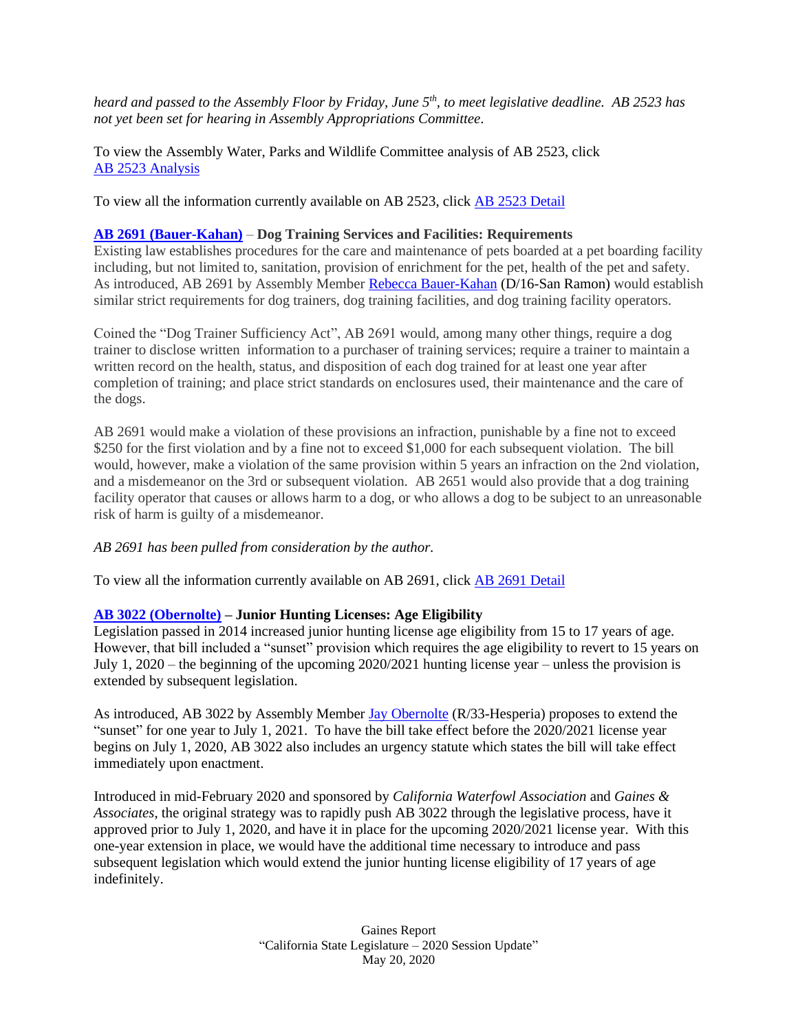*heard and passed to the Assembly Floor by Friday, June 5th, to meet legislative deadline. AB 2523 has not yet been set for hearing in Assembly Appropriations Committee.*

To view the Assembly Water, Parks and Wildlife Committee analysis of AB 2523, click [AB 2523 Analysis]

To view all the information currently available on AB 2523, click [AB 2523 Detail]

**[AB 2691 (Bauer-Kahan)]** – **Dog Training Services and Facilities: Requirements**

Existing law establishes procedures for the care and maintenance of pets boarded at a pet boarding facility including, but not limited to, sanitation, provision of enrichment for the pet, health of the pet and safety. As introduced, AB 2691 by Assembly Member [Rebecca Bauer-Kahan] (D/16-San Ramon) would establish similar strict requirements for dog trainers, dog training facilities, and dog training facility operators.

Coined the "Dog Trainer Sufficiency Act", AB 2691 would, among many other things, require a dog trainer to disclose written information to a purchaser of training services; require a trainer to maintain a written record on the health, status, and disposition of each dog trained for at least one year after completion of training; and place strict standards on enclosures used, their maintenance and the care of the dogs.

AB 2691 would make a violation of these provisions an infraction, punishable by a fine not to exceed $250 for the first violation and by a fine not to exceed $1,000 for each subsequent violation. The bill would, however, make a violation of the same provision within 5 years an infraction on the 2nd violation, and a misdemeanor on the 3rd or subsequent violation. AB 2651 would also provide that a dog training facility operator that causes or allows harm to a dog, or who allows a dog to be subject to an unreasonable risk of harm is guilty of a misdemeanor.

*AB 2691 has been pulled from consideration by the author.*

To view all the information currently available on AB 2691, click [AB 2691 Detail]

**[AB 3022 (Obernolte)]** – **Junior Hunting Licenses: Age Eligibility**

Legislation passed in 2014 increased junior hunting license age eligibility from 15 to 17 years of age. However, that bill included a "sunset" provision which requires the age eligibility to revert to 15 years on July 1, 2020 – the beginning of the upcoming 2020/2021 hunting license year – unless the provision is extended by subsequent legislation.

As introduced, AB 3022 by Assembly Member [Jay Obernolte] (R/33-Hesperia) proposes to extend the "sunset" for one year to July 1, 2021. To have the bill take effect before the 2020/2021 license year begins on July 1, 2020, AB 3022 also includes an urgency statute which states the bill will take effect immediately upon enactment.

Introduced in mid-February 2020 and sponsored by *California Waterfowl Association* and *Gaines & Associates*, the original strategy was to rapidly push AB 3022 through the legislative process, have it approved prior to July 1, 2020, and have it in place for the upcoming 2020/2021 license year. With this one-year extension in place, we would have the additional time necessary to introduce and pass subsequent legislation which would extend the junior hunting license eligibility of 17 years of age indefinitely.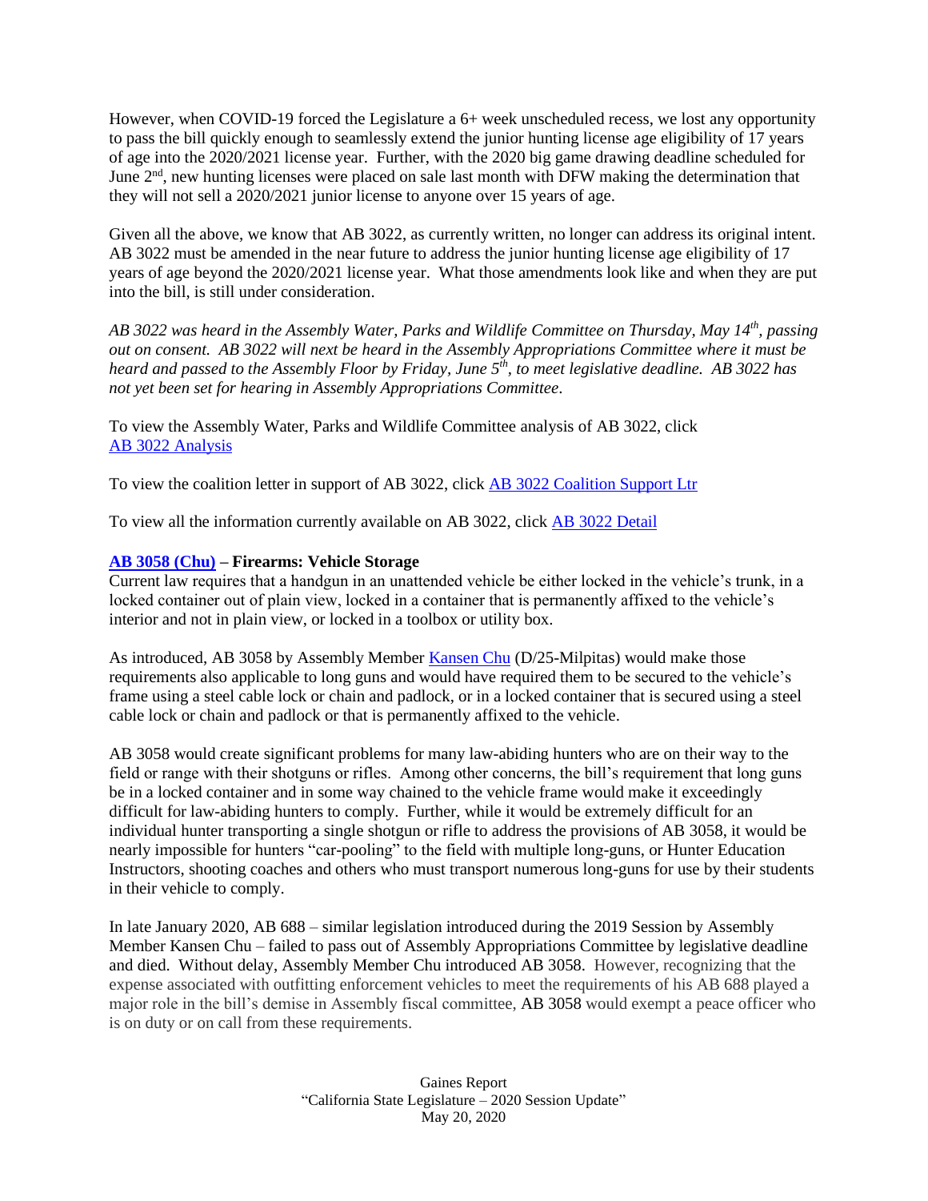However, when COVID-19 forced the Legislature a 6+ week unscheduled recess, we lost any opportunity to pass the bill quickly enough to seamlessly extend the junior hunting license age eligibility of 17 years of age into the 2020/2021 license year. Further, with the 2020 big game drawing deadline scheduled for June 2nd, new hunting licenses were placed on sale last month with DFW making the determination that they will not sell a 2020/2021 junior license to anyone over 15 years of age.

Given all the above, we know that AB 3022, as currently written, no longer can address its original intent. AB 3022 must be amended in the near future to address the junior hunting license age eligibility of 17 years of age beyond the 2020/2021 license year. What those amendments look like and when they are put into the bill, is still under consideration.

*AB 3022 was heard in the Assembly Water, Parks and Wildlife Committee on Thursday, May 14th, passing out on consent. AB 3022 will next be heard in the Assembly Appropriations Committee where it must be heard and passed to the Assembly Floor by Friday, June 5th, to meet legislative deadline. AB 3022 has not yet been set for hearing in Assembly Appropriations Committee.*

To view the Assembly Water, Parks and Wildlife Committee analysis of AB 3022, click AB 3022 Analysis

To view the coalition letter in support of AB 3022, click AB 3022 Coalition Support Ltr

To view all the information currently available on AB 3022, click AB 3022 Detail

**AB 3058 (Chu) – Firearms: Vehicle Storage**

Current law requires that a handgun in an unattended vehicle be either locked in the vehicle's trunk, in a locked container out of plain view, locked in a container that is permanently affixed to the vehicle's interior and not in plain view, or locked in a toolbox or utility box.

As introduced, AB 3058 by Assembly Member Kansen Chu (D/25-Milpitas) would make those requirements also applicable to long guns and would have required them to be secured to the vehicle's frame using a steel cable lock or chain and padlock, or in a locked container that is secured using a steel cable lock or chain and padlock or that is permanently affixed to the vehicle.

AB 3058 would create significant problems for many law-abiding hunters who are on their way to the field or range with their shotguns or rifles. Among other concerns, the bill's requirement that long guns be in a locked container and in some way chained to the vehicle frame would make it exceedingly difficult for law-abiding hunters to comply. Further, while it would be extremely difficult for an individual hunter transporting a single shotgun or rifle to address the provisions of AB 3058, it would be nearly impossible for hunters "car-pooling" to the field with multiple long-guns, or Hunter Education Instructors, shooting coaches and others who must transport numerous long-guns for use by their students in their vehicle to comply.

In late January 2020, AB 688 – similar legislation introduced during the 2019 Session by Assembly Member Kansen Chu – failed to pass out of Assembly Appropriations Committee by legislative deadline and died. Without delay, Assembly Member Chu introduced AB 3058. However, recognizing that the expense associated with outfitting enforcement vehicles to meet the requirements of his AB 688 played a major role in the bill's demise in Assembly fiscal committee, AB 3058 would exempt a peace officer who is on duty or on call from these requirements.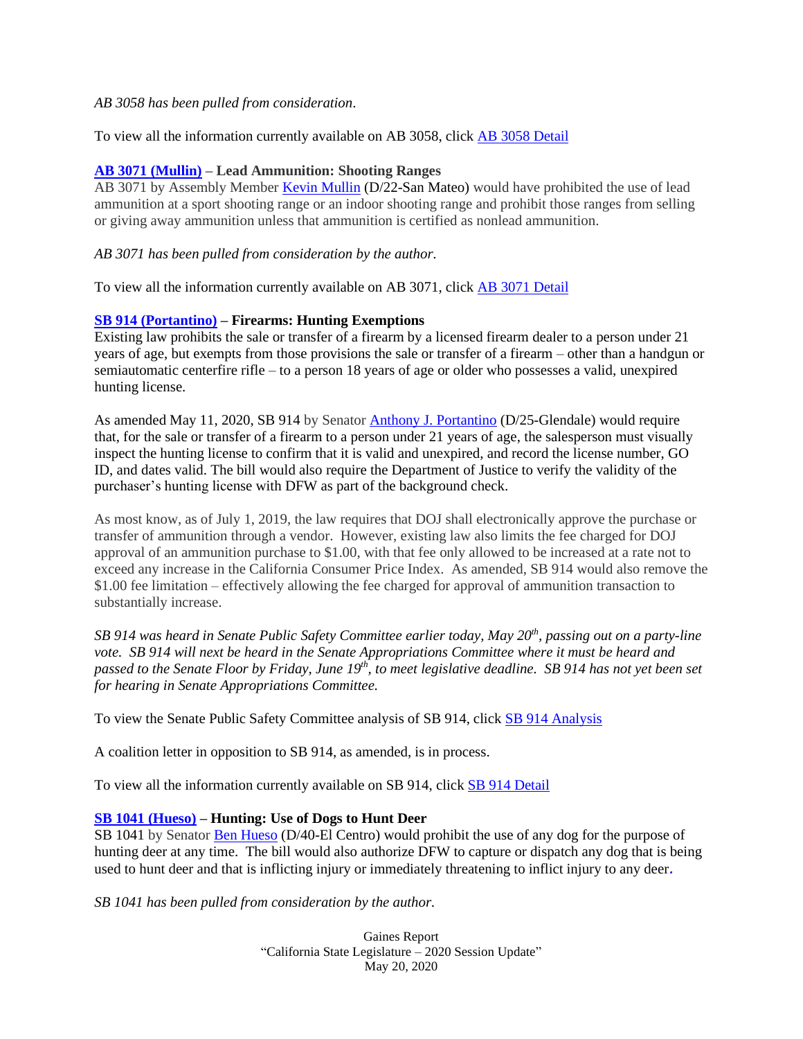*AB 3058 has been pulled from consideration*.

To view all the information currently available on AB 3058, click AB 3058 Detail

**AB 3071 (Mullin) – Lead Ammunition: Shooting Ranges**

AB 3071 by Assembly Member Kevin Mullin (D/22-San Mateo) would have prohibited the use of lead ammunition at a sport shooting range or an indoor shooting range and prohibit those ranges from selling or giving away ammunition unless that ammunition is certified as nonlead ammunition.

*AB 3071 has been pulled from consideration by the author.*

To view all the information currently available on AB 3071, click AB 3071 Detail

**SB 914 (Portantino) – Firearms: Hunting Exemptions**

Existing law prohibits the sale or transfer of a firearm by a licensed firearm dealer to a person under 21 years of age, but exempts from those provisions the sale or transfer of a firearm – other than a handgun or semiautomatic centerfire rifle – to a person 18 years of age or older who possesses a valid, unexpired hunting license.

As amended May 11, 2020, SB 914 by Senator Anthony J. Portantino (D/25-Glendale) would require that, for the sale or transfer of a firearm to a person under 21 years of age, the salesperson must visually inspect the hunting license to confirm that it is valid and unexpired, and record the license number, GO ID, and dates valid. The bill would also require the Department of Justice to verify the validity of the purchaser's hunting license with DFW as part of the background check.

As most know, as of July 1, 2019, the law requires that DOJ shall electronically approve the purchase or transfer of ammunition through a vendor. However, existing law also limits the fee charged for DOJ approval of an ammunition purchase to $1.00, with that fee only allowed to be increased at a rate not to exceed any increase in the California Consumer Price Index. As amended, SB 914 would also remove the $1.00 fee limitation – effectively allowing the fee charged for approval of ammunition transaction to substantially increase.

*SB 914 was heard in Senate Public Safety Committee earlier today, May 20th, passing out on a party-line vote. SB 914 will next be heard in the Senate Appropriations Committee where it must be heard and passed to the Senate Floor by Friday, June 19th, to meet legislative deadline. SB 914 has not yet been set for hearing in Senate Appropriations Committee.*

To view the Senate Public Safety Committee analysis of SB 914, click SB 914 Analysis

A coalition letter in opposition to SB 914, as amended, is in process.

To view all the information currently available on SB 914, click SB 914 Detail

**SB 1041 (Hueso) – Hunting: Use of Dogs to Hunt Deer**

SB 1041 by Senator Ben Hueso (D/40-El Centro) would prohibit the use of any dog for the purpose of hunting deer at any time. The bill would also authorize DFW to capture or dispatch any dog that is being used to hunt deer and that is inflicting injury or immediately threatening to inflict injury to any deer.

*SB 1041 has been pulled from consideration by the author.*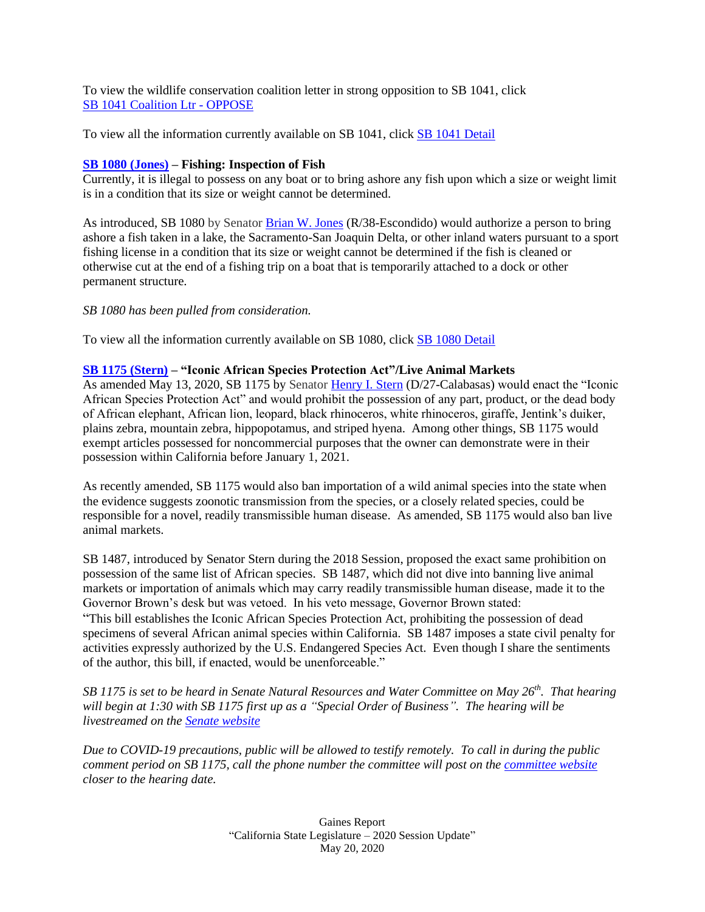To view the wildlife conservation coalition letter in strong opposition to SB 1041, click SB 1041 Coalition Ltr - OPPOSE

To view all the information currently available on SB 1041, click SB 1041 Detail

**SB 1080 (Jones) – Fishing: Inspection of Fish**
Currently, it is illegal to possess on any boat or to bring ashore any fish upon which a size or weight limit is in a condition that its size or weight cannot be determined.

As introduced, SB 1080 by Senator Brian W. Jones (R/38-Escondido) would authorize a person to bring ashore a fish taken in a lake, the Sacramento-San Joaquin Delta, or other inland waters pursuant to a sport fishing license in a condition that its size or weight cannot be determined if the fish is cleaned or otherwise cut at the end of a fishing trip on a boat that is temporarily attached to a dock or other permanent structure.

*SB 1080 has been pulled from consideration.*

To view all the information currently available on SB 1080, click SB 1080 Detail

**SB 1175 (Stern) – "Iconic African Species Protection Act"/Live Animal Markets**
As amended May 13, 2020, SB 1175 by Senator Henry I. Stern (D/27-Calabasas) would enact the "Iconic African Species Protection Act" and would prohibit the possession of any part, product, or the dead body of African elephant, African lion, leopard, black rhinoceros, white rhinoceros, giraffe, Jentink's duiker, plains zebra, mountain zebra, hippopotamus, and striped hyena. Among other things, SB 1175 would exempt articles possessed for noncommercial purposes that the owner can demonstrate were in their possession within California before January 1, 2021.

As recently amended, SB 1175 would also ban importation of a wild animal species into the state when the evidence suggests zoonotic transmission from the species, or a closely related species, could be responsible for a novel, readily transmissible human disease. As amended, SB 1175 would also ban live animal markets.

SB 1487, introduced by Senator Stern during the 2018 Session, proposed the exact same prohibition on possession of the same list of African species. SB 1487, which did not dive into banning live animal markets or importation of animals which may carry readily transmissible human disease, made it to the Governor Brown's desk but was vetoed. In his veto message, Governor Brown stated:
"This bill establishes the Iconic African Species Protection Act, prohibiting the possession of dead specimens of several African animal species within California. SB 1487 imposes a state civil penalty for activities expressly authorized by the U.S. Endangered Species Act. Even though I share the sentiments of the author, this bill, if enacted, would be unenforceable."

*SB 1175 is set to be heard in Senate Natural Resources and Water Committee on May 26th. That hearing will begin at 1:30 with SB 1175 first up as a "Special Order of Business". The hearing will be livestreamed on the Senate website*

*Due to COVID-19 precautions, public will be allowed to testify remotely. To call in during the public comment period on SB 1175, call the phone number the committee will post on the committee website closer to the hearing date.*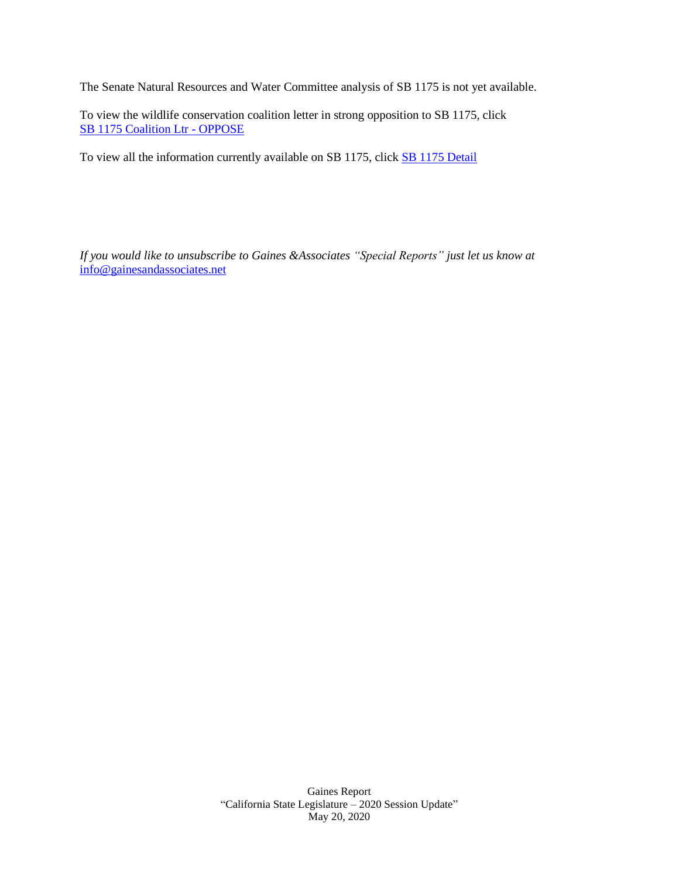The Senate Natural Resources and Water Committee analysis of SB 1175 is not yet available.

To view the wildlife conservation coalition letter in strong opposition to SB 1175, click SB 1175 Coalition Ltr - OPPOSE

To view all the information currently available on SB 1175, click SB 1175 Detail

*If you would like to unsubscribe to Gaines &Associates "Special Reports" just let us know at* info@gainesandassociates.net